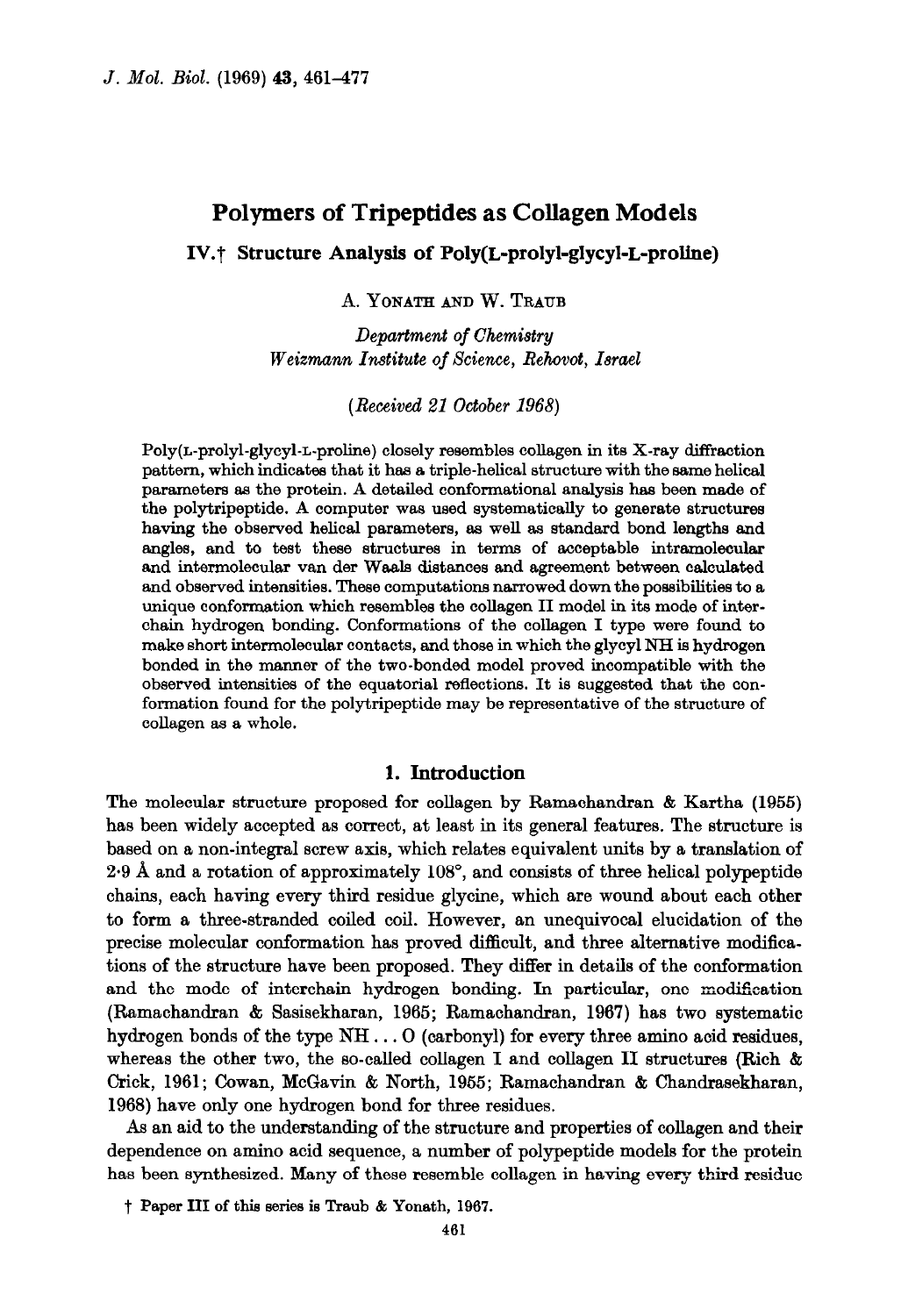# Polymers of Tripeptides as Collagen Models

## IV.† Structure Analysis of Poly(L-prolyl-glycyl-L-proline)

A. YONATH AND W. TRAUB

*Department of Chemistry*
*Weizmann Institute of Science, Rehovot, Israel*

*(Received 21 October 1968)*

Poly(L-prolyl-glycyl-L-proline) closely resembles collagen in its X-ray diffraction pattern, which indicates that it has a triple-helical structure with the same helical parameters as the protein. A detailed conformational analysis has been made of the polytripeptide. A computer was used systematically to generate structures having the observed helical parameters, as well as standard bond lengths and angles, and to test these structures in terms of acceptable intramolecular and intermolecular van der Waals distances and agreement between calculated and observed intensities. These computations narrowed down the possibilities to a unique conformation which resembles the collagen II model in its mode of interchain hydrogen bonding. Conformations of the collagen I type were found to make short intermolecular contacts, and those in which the glycyl NH is hydrogen bonded in the manner of the two-bonded model proved incompatible with the observed intensities of the equatorial reflections. It is suggested that the conformation found for the polytripeptide may be representative of the structure of collagen as a whole.

## 1. Introduction

The molecular structure proposed for collagen by Ramachandran & Kartha (1955) has been widely accepted as correct, at least in its general features. The structure is based on a non-integral screw axis, which relates equivalent units by a translation of 2·9 Å and a rotation of approximately 108°, and consists of three helical polypeptide chains, each having every third residue glycine, which are wound about each other to form a three-stranded coiled coil. However, an unequivocal elucidation of the precise molecular conformation has proved difficult, and three alternative modifications of the structure have been proposed. They differ in details of the conformation and the mode of interchain hydrogen bonding. In particular, one modification (Ramachandran & Sasisekharan, 1965; Ramachandran, 1967) has two systematic hydrogen bonds of the type NH . . . O (carbonyl) for every three amino acid residues, whereas the other two, the so-called collagen I and collagen II structures (Rich & Crick, 1961; Cowan, McGavin & North, 1955; Ramachandran & Chandrasekharan, 1968) have only one hydrogen bond for three residues.

As an aid to the understanding of the structure and properties of collagen and their dependence on amino acid sequence, a number of polypeptide models for the protein has been synthesized. Many of these resemble collagen in having every third residue

† Paper III of this series is Traub & Yonath, 1967.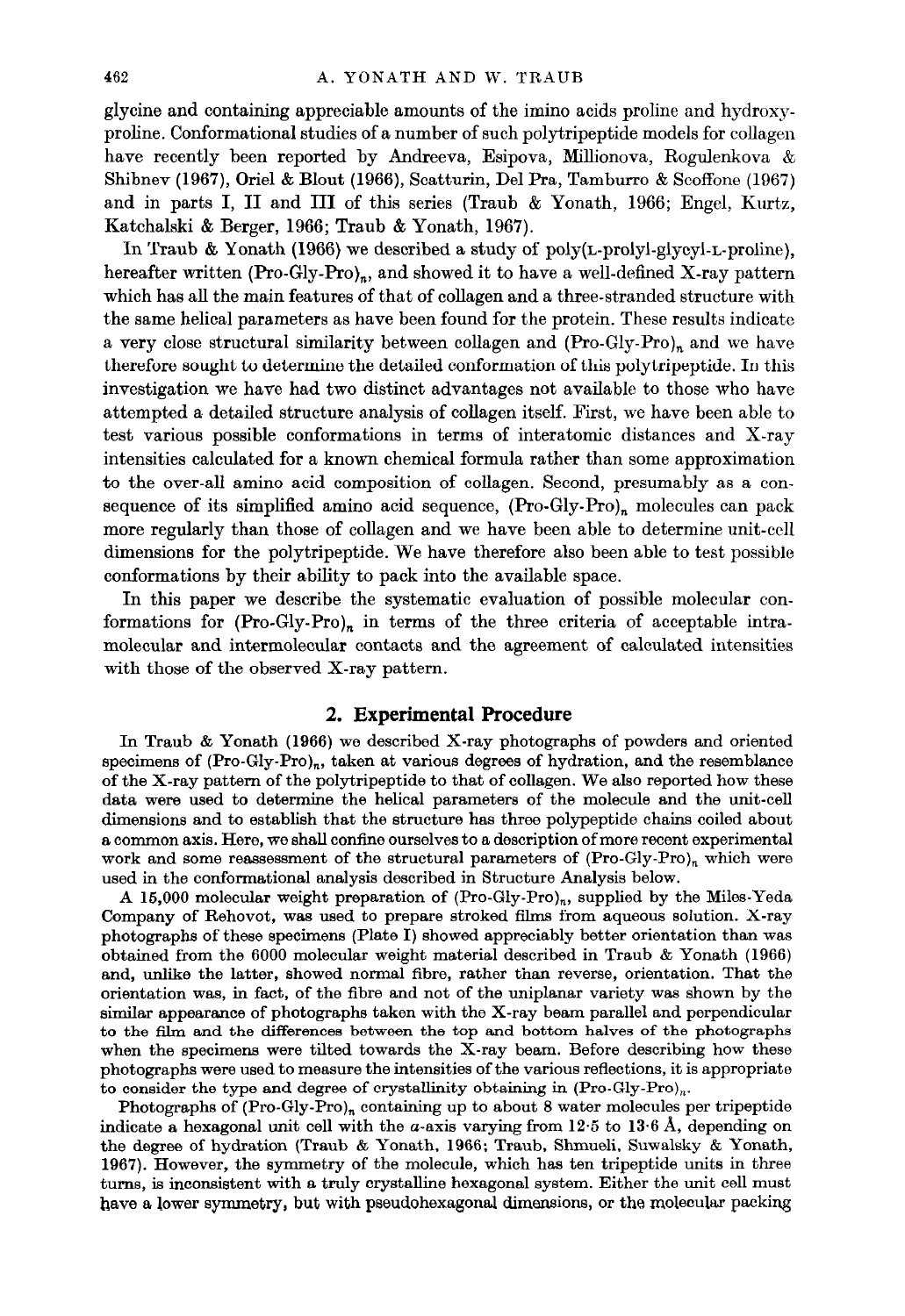glycine and containing appreciable amounts of the imino acids proline and hydroxyproline. Conformational studies of a number of such polytripeptide models for collagen have recently been reported by Andreeva, Esipova, Millionova, Rogulenkova & Shibnev (1967), Oriel & Blout (1966), Scatturin, Del Pra, Tamburro & Scoffone (1967) and in parts I, II and III of this series (Traub & Yonath, 1966; Engel, Kurtz, Katchalski & Berger, 1966; Traub & Yonath, 1967).

In Traub & Yonath (1966) we described a study of poly(L-prolyl-glycyl-L-proline), hereafter written $(\text{Pro-Gly-Pro})_n$, and showed it to have a well-defined X-ray pattern which has all the main features of that of collagen and a three-stranded structure with the same helical parameters as have been found for the protein. These results indicate a very close structural similarity between collagen and $(\text{Pro-Gly-Pro})_n$ and we have therefore sought to determine the detailed conformation of this polytripeptide. In this investigation we have had two distinct advantages not available to those who have attempted a detailed structure analysis of collagen itself. First, we have been able to test various possible conformations in terms of interatomic distances and X-ray intensities calculated for a known chemical formula rather than some approximation to the over-all amino acid composition of collagen. Second, presumably as a consequence of its simplified amino acid sequence, $(\text{Pro-Gly-Pro})_n$ molecules can pack more regularly than those of collagen and we have been able to determine unit-cell dimensions for the polytripeptide. We have therefore also been able to test possible conformations by their ability to pack into the available space.

In this paper we describe the systematic evaluation of possible molecular conformations for $(\text{Pro-Gly-Pro})_n$ in terms of the three criteria of acceptable intramolecular and intermolecular contacts and the agreement of calculated intensities with those of the observed X-ray pattern.

## 2. Experimental Procedure

In Traub & Yonath (1966) we described X-ray photographs of powders and oriented specimens of $(\text{Pro-Gly-Pro})_n$, taken at various degrees of hydration, and the resemblance of the X-ray pattern of the polytripeptide to that of collagen. We also reported how these data were used to determine the helical parameters of the molecule and the unit-cell dimensions and to establish that the structure has three polypeptide chains coiled about a common axis. Here, we shall confine ourselves to a description of more recent experimental work and some reassessment of the structural parameters of $(\text{Pro-Gly-Pro})_n$ which were used in the conformational analysis described in Structure Analysis below.

A 15,000 molecular weight preparation of $(\text{Pro-Gly-Pro})_n$, supplied by the Miles-Yeda Company of Rehovot, was used to prepare stroked films from aqueous solution. X-ray photographs of these specimens (Plate I) showed appreciably better orientation than was obtained from the 6000 molecular weight material described in Traub & Yonath (1966) and, unlike the latter, showed normal fibre, rather than reverse, orientation. That the orientation was, in fact, of the fibre and not of the uniplanar variety was shown by the similar appearance of photographs taken with the X-ray beam parallel and perpendicular to the film and the differences between the top and bottom halves of the photographs when the specimens were tilted towards the X-ray beam. Before describing how these photographs were used to measure the intensities of the various reflections, it is appropriate to consider the type and degree of crystallinity obtaining in $(\text{Pro-Gly-Pro})_n$.

Photographs of $(\text{Pro-Gly-Pro})_n$ containing up to about 8 water molecules per tripeptide indicate a hexagonal unit cell with the $a$-axis varying from 12·5 to 13·6 Å, depending on the degree of hydration (Traub & Yonath, 1966; Traub, Shmueli, Suwalsky & Yonath, 1967). However, the symmetry of the molecule, which has ten tripeptide units in three turns, is inconsistent with a truly crystalline hexagonal system. Either the unit cell must have a lower symmetry, but with pseudohexagonal dimensions, or the molecular packing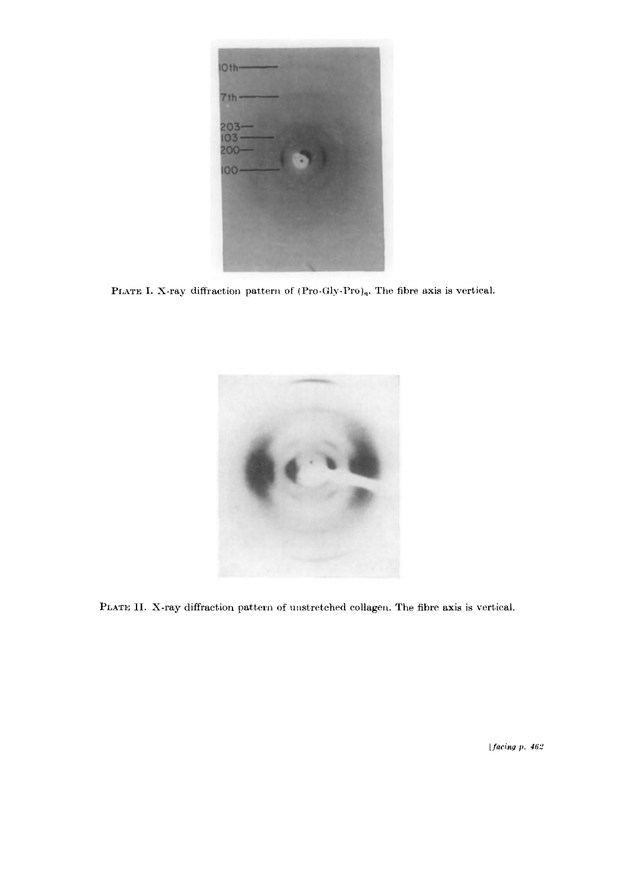PLATE I. X-ray diffraction pattern of $(Pro\text{-}Gly\text{-}Pro)_n$. The fibre axis is vertical.

PLATE II. X-ray diffraction pattern of unstretched collagen. The fibre axis is vertical.

[*facing p. 462*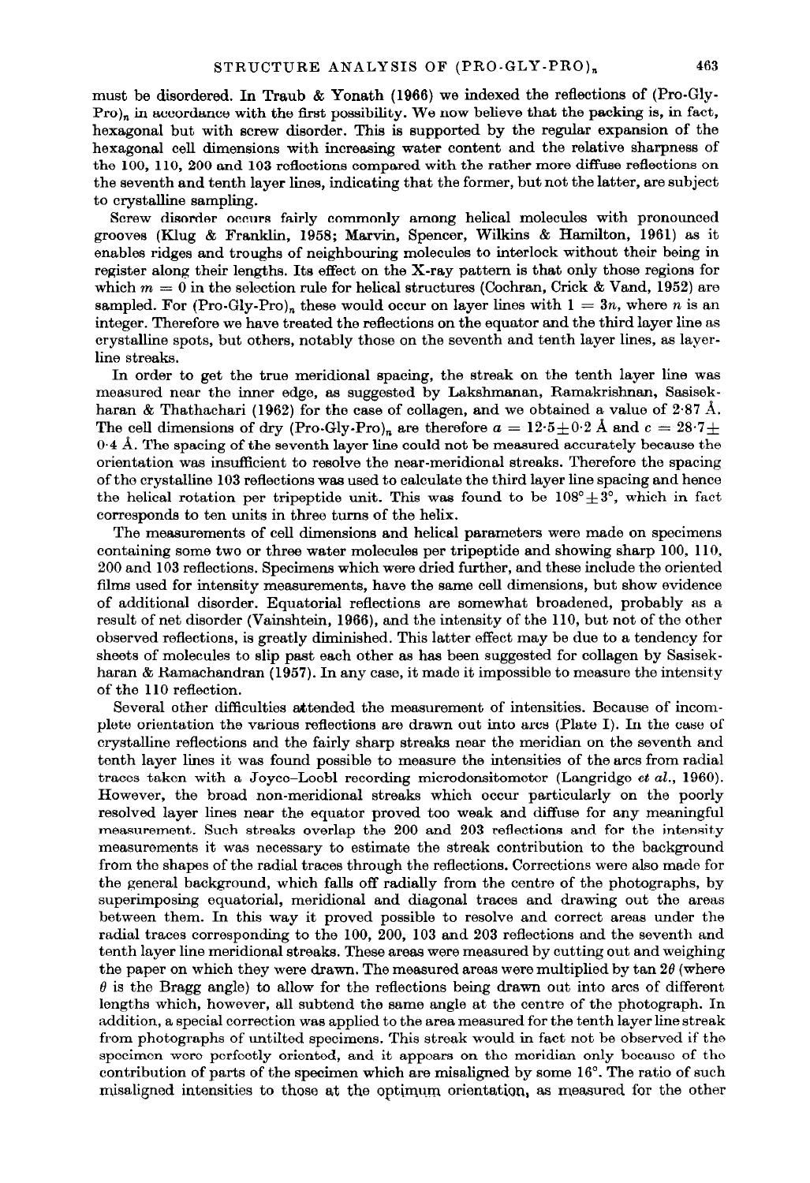must be disordered. In Traub & Yonath (1966) we indexed the reflections of (Pro·Gly·Pro)$_n$ in accordance with the first possibility. We now believe that the packing is, in fact, hexagonal but with screw disorder. This is supported by the regular expansion of the hexagonal cell dimensions with increasing water content and the relative sharpness of the 100, 110, 200 and 103 reflections compared with the rather more diffuse reflections on the seventh and tenth layer lines, indicating that the former, but not the latter, are subject to crystalline sampling.

Screw disorder occurs fairly commonly among helical molecules with pronounced grooves (Klug & Franklin, 1958; Marvin, Spencer, Wilkins & Hamilton, 1961) as it enables ridges and troughs of neighbouring molecules to interlock without their being in register along their lengths. Its effect on the X-ray pattern is that only those regions for which $m = 0$ in the selection rule for helical structures (Cochran, Crick & Vand, 1952) are sampled. For (Pro·Gly·Pro)$_n$ these would occur on layer lines with $l = 3n$, where $n$ is an integer. Therefore we have treated the reflections on the equator and the third layer line as crystalline spots, but others, notably those on the seventh and tenth layer lines, as layer-line streaks.

In order to get the true meridional spacing, the streak on the tenth layer line was measured near the inner edge, as suggested by Lakshmanan, Ramakrishnan, Sasisekharan & Thathachari (1962) for the case of collagen, and we obtained a value of 2·87 Å. The cell dimensions of dry (Pro·Gly·Pro)$_n$ are therefore $a = 12{\cdot}5 \pm 0{\cdot}2$ Å and $c = 28{\cdot}7 \pm 0{\cdot}4$ Å. The spacing of the seventh layer line could not be measured accurately because the orientation was insufficient to resolve the near-meridional streaks. Therefore the spacing of the crystalline 103 reflections was used to calculate the third layer line spacing and hence the helical rotation per tripeptide unit. This was found to be $108° \pm 3°$, which in fact corresponds to ten units in three turns of the helix.

The measurements of cell dimensions and helical parameters were made on specimens containing some two or three water molecules per tripeptide and showing sharp 100, 110, 200 and 103 reflections. Specimens which were dried further, and these include the oriented films used for intensity measurements, have the same cell dimensions, but show evidence of additional disorder. Equatorial reflections are somewhat broadened, probably as a result of net disorder (Vainshtein, 1966), and the intensity of the 110, but not of the other observed reflections, is greatly diminished. This latter effect may be due to a tendency for sheets of molecules to slip past each other as has been suggested for collagen by Sasisekharan & Ramachandran (1957). In any case, it made it impossible to measure the intensity of the 110 reflection.

Several other difficulties attended the measurement of intensities. Because of incomplete orientation the various reflections are drawn out into arcs (Plate I). In the case of crystalline reflections and the fairly sharp streaks near the meridian on the seventh and tenth layer lines it was found possible to measure the intensities of the arcs from radial traces taken with a Joyce–Loebl recording microdensitometer (Langridge *et al.*, 1960). However, the broad non-meridional streaks which occur particularly on the poorly resolved layer lines near the equator proved too weak and diffuse for any meaningful measurement. Such streaks overlap the 200 and 203 reflections and for the intensity measurements it was necessary to estimate the streak contribution to the background from the shapes of the radial traces through the reflections. Corrections were also made for the general background, which falls off radially from the centre of the photographs, by superimposing equatorial, meridional and diagonal traces and drawing out the areas between them. In this way it proved possible to resolve and correct areas under the radial traces corresponding to the 100, 200, 103 and 203 reflections and the seventh and tenth layer line meridional streaks. These areas were measured by cutting out and weighing the paper on which they were drawn. The measured areas were multiplied by $\tan 2\theta$ (where $\theta$ is the Bragg angle) to allow for the reflections being drawn out into arcs of different lengths which, however, all subtend the same angle at the centre of the photograph. In addition, a special correction was applied to the area measured for the tenth layer line streak from photographs of untilted specimens. This streak would in fact not be observed if the specimen were perfectly oriented, and it appears on the meridian only because of the contribution of parts of the specimen which are misaligned by some 16°. The ratio of such misaligned intensities to those at the optimum orientation, as measured for the other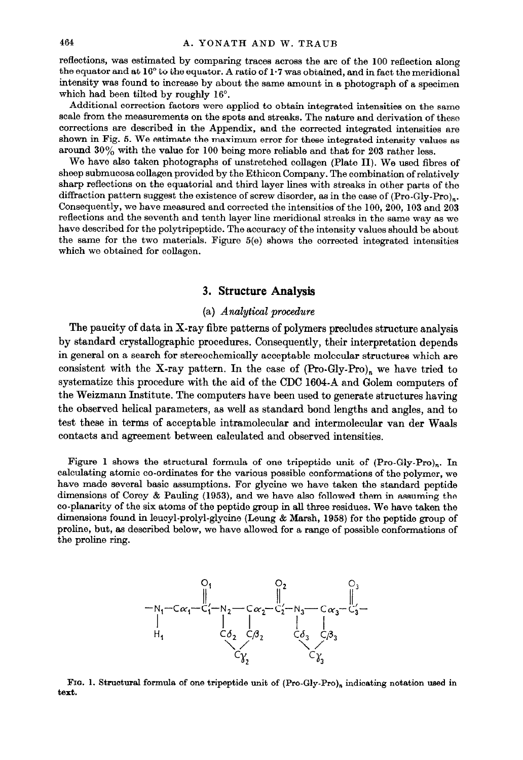reflections, was estimated by comparing traces across the arc of the 100 reflection along the equator and at 16° to the equator. A ratio of 1·7 was obtained, and in fact the meridional intensity was found to increase by about the same amount in a photograph of a specimen which had been tilted by roughly 16°.

Additional correction factors were applied to obtain integrated intensities on the same scale from the measurements on the spots and streaks. The nature and derivation of these corrections are described in the Appendix, and the corrected integrated intensities are shown in Fig. 5. We estimate the maximum error for these integrated intensity values as around 30% with the value for 100 being more reliable and that for 203 rather less.

We have also taken photographs of unstretched collagen (Plate II). We used fibres of sheep submucosa collagen provided by the Ethicon Company. The combination of relatively sharp reflections on the equatorial and third layer lines with streaks in other parts of the diffraction pattern suggest the existence of screw disorder, as in the case of $(\text{Pro-Gly-Pro})_n$. Consequently, we have measured and corrected the intensities of the 100, 200, 103 and 203 reflections and the seventh and tenth layer line meridional streaks in the same way as we have described for the polytripeptide. The accuracy of the intensity values should be about the same for the two materials. Figure 5(e) shows the corrected integrated intensities which we obtained for collagen.

## 3. Structure Analysis

### (a) *Analytical procedure*

The paucity of data in X-ray fibre patterns of polymers precludes structure analysis by standard crystallographic procedures. Consequently, their interpretation depends in general on a search for stereochemically acceptable molecular structures which are consistent with the X-ray pattern. In the case of $(\text{Pro-Gly-Pro})_n$ we have tried to systematize this procedure with the aid of the CDC 1604-A and Golem computers of the Weizmann Institute. The computers have been used to generate structures having the observed helical parameters, as well as standard bond lengths and angles, and to test these in terms of acceptable intramolecular and intermolecular van der Waals contacts and agreement between calculated and observed intensities.

Figure 1 shows the structural formula of one tripeptide unit of $(\text{Pro-Gly-Pro})_n$. In calculating atomic co-ordinates for the various possible conformations of the polymer, we have made several basic assumptions. For glycine we have taken the standard peptide dimensions of Corey & Pauling (1953), and we have also followed them in assuming the co-planarity of the six atoms of the peptide group in all three residues. We have taken the dimensions found in leucyl-prolyl-glycine (Leung & Marsh, 1958) for the peptide group of proline, but, as described below, we have allowed for a range of possible conformations of the proline ring.

```
          O1             O2             O3
          ||             ||             ||
—N1—Cα1—C'1—N2—Cα2—C'2—N3—Cα3—C'3—
 |              |    |         |    |
 H1            Cδ2  Cβ2       Cδ3  Cβ3
                 \  /           \  /
                 Cγ2            Cγ3
```

Fig. 1. Structural formula of one tripeptide unit of $(\text{Pro-Gly-Pro})_n$ indicating notation used in text.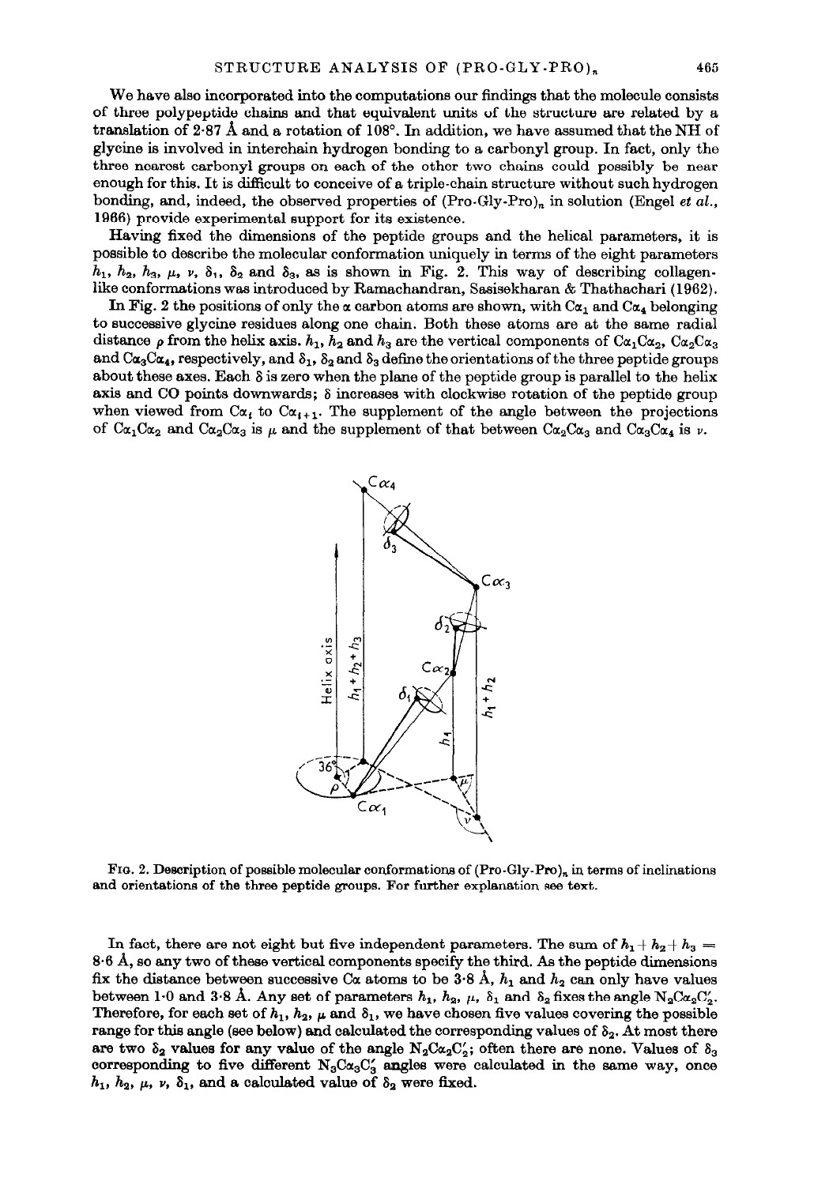We have also incorporated into the computations our findings that the molecule consists of three polypeptide chains and that equivalent units of the structure are related by a translation of 2·87 Å and a rotation of 108°. In addition, we have assumed that the NH of glycine is involved in interchain hydrogen bonding to a carbonyl group. In fact, only the three nearest carbonyl groups on each of the other two chains could possibly be near enough for this. It is difficult to conceive of a triple-chain structure without such hydrogen bonding, and, indeed, the observed properties of (Pro-Gly-Pro)$_n$ in solution (Engel *et al.*, 1966) provide experimental support for its existence.

Having fixed the dimensions of the peptide groups and the helical parameters, it is possible to describe the molecular conformation uniquely in terms of the eight parameters $h_1$, $h_2$, $h_3$, $\mu$, $\nu$, $\delta_1$, $\delta_2$ and $\delta_3$, as is shown in Fig. 2. This way of describing collagen-like conformations was introduced by Ramachandran, Sasisekharan & Thathachari (1962).

In Fig. 2 the positions of only the α carbon atoms are shown, with $C\alpha_1$ and $C\alpha_4$ belonging to successive glycine residues along one chain. Both these atoms are at the same radial distance $\rho$ from the helix axis. $h_1$, $h_2$ and $h_3$ are the vertical components of $C\alpha_1C\alpha_2$, $C\alpha_2C\alpha_3$ and $C\alpha_3C\alpha_4$, respectively, and $\delta_1$, $\delta_2$ and $\delta_3$ define the orientations of the three peptide groups about these axes. Each $\delta$ is zero when the plane of the peptide group is parallel to the helix axis and CO points downwards; $\delta$ increases with clockwise rotation of the peptide group when viewed from $C\alpha_i$ to $C\alpha_{i+1}$. The supplement of the angle between the projections of $C\alpha_1C\alpha_2$ and $C\alpha_2C\alpha_3$ is $\mu$ and the supplement of that between $C\alpha_2C\alpha_3$ and $C\alpha_3C\alpha_4$ is $\nu$.

FIG. 2. Description of possible molecular conformations of (Pro-Gly-Pro)$_n$ in terms of inclinations and orientations of the three peptide groups. For further explanation see text.

In fact, there are not eight but five independent parameters. The sum of $h_1 + h_2 + h_3 = 8{\cdot}6$ Å, so any two of these vertical components specify the third. As the peptide dimensions fix the distance between successive Cα atoms to be 3·8 Å, $h_1$ and $h_2$ can only have values between 1·0 and 3·8 Å. Any set of parameters $h_1$, $h_2$, $\mu$, $\delta_1$ and $\delta_2$ fixes the angle $N_2C\alpha_2C_2'$. Therefore, for each set of $h_1$, $h_2$, $\mu$ and $\delta_1$, we have chosen five values covering the possible range for this angle (see below) and calculated the corresponding values of $\delta_2$. At most there are two $\delta_2$ values for any value of the angle $N_2C\alpha_2C_2'$; often there are none. Values of $\delta_3$ corresponding to five different $N_3C\alpha_3C_3'$ angles were calculated in the same way, once $h_1$, $h_2$, $\mu$, $\nu$, $\delta_1$, and a calculated value of $\delta_2$ were fixed.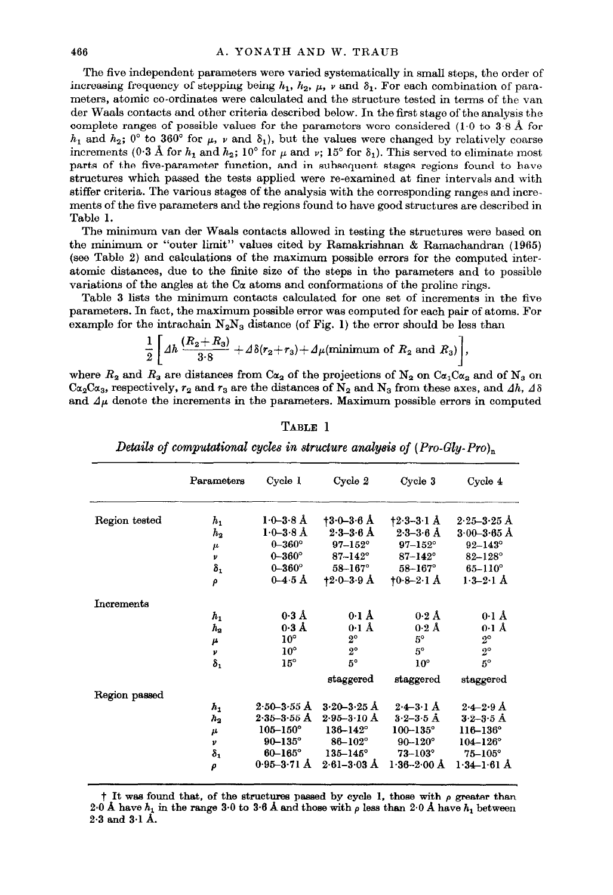The five independent parameters were varied systematically in small steps, the order of increasing frequency of stepping being $h_1$, $h_2$, $\mu$, $\nu$ and $\delta_1$. For each combination of parameters, atomic co-ordinates were calculated and the structure tested in terms of the van der Waals contacts and other criteria described below. In the first stage of the analysis the complete ranges of possible values for the parameters were considered (1·0 to 3·8 Å for $h_1$ and $h_2$; 0° to 360° for $\mu$, $\nu$ and $\delta_1$), but the values were changed by relatively coarse increments (0·3 Å for $h_1$ and $h_2$; 10° for $\mu$ and $\nu$; 15° for $\delta_1$). This served to eliminate most parts of the five-parameter function, and in subsequent stages regions found to have structures which passed the tests applied were re-examined at finer intervals and with stiffer criteria. The various stages of the analysis with the corresponding ranges and increments of the five parameters and the regions found to have good structures are described in Table 1.

The minimum van der Waals contacts allowed in testing the structures were based on the minimum or "outer limit" values cited by Ramakrishnan & Ramachandran (1965) (see Table 2) and calculations of the maximum possible errors for the computed interatomic distances, due to the finite size of the steps in the parameters and to possible variations of the angles at the C$\alpha$ atoms and conformations of the proline rings.

Table 3 lists the minimum contacts calculated for one set of increments in the five parameters. In fact, the maximum possible error was computed for each pair of atoms. For example for the intrachain $N_2N_3$ distance (of Fig. 1) the error should be less than

$$\frac{1}{2}\left[\Delta h\,\frac{(R_2+R_3)}{3\cdot 8}+\Delta\delta(r_2+r_3)+\Delta\mu(\text{minimum of } R_2 \text{ and } R_3)\right],$$

where $R_2$ and $R_3$ are distances from C$\alpha_2$ of the projections of $N_2$ on C$\alpha_1$C$\alpha_2$ and of $N_3$ on C$\alpha_2$C$\alpha_3$, respectively, $r_2$ and $r_3$ are the distances of $N_2$ and $N_3$ from these axes, and $\Delta h$, $\Delta\delta$ and $\Delta\mu$ denote the increments in the parameters. Maximum possible errors in computed

TABLE 1

*Details of computational cycles in structure analysis of (Pro-Gly-Pro)$_n$*

| | Parameters | Cycle 1 | Cycle 2 | Cycle 3 | Cycle 4 |
|---|---|---|---|---|---|
| Region tested | $h_1$ | 1·0–3·8 Å | †3·0–3·6 Å | †2·3–3·1 Å | 2·25–3·25 Å |
| | $h_2$ | 1·0–3·8 Å | 2·3–3·6 Å | 2·3–3·6 Å | 3·00–3·65 Å |
| | $\mu$ | 0–360° | 97–152° | 97–152° | 92–143° |
| | $\nu$ | 0–360° | 87–142° | 87–142° | 82–128° |
| | $\delta_1$ | 0–360° | 58–167° | 58–167° | 65–110° |
| | $\rho$ | 0–4·5 Å | †2·0–3·9 Å | †0·8–2·1 Å | 1·3–2·1 Å |
| Increments | $h_1$ | 0·3 Å | 0·1 Å | 0·2 Å | 0·1 Å |
| | $h_2$ | 0·3 Å | 0·1 Å | 0·2 Å | 0·1 Å |
| | $\mu$ | 10° | 2° | 5° | 2° |
| | $\nu$ | 10° | 2° | 5° | 2° |
| | $\delta_1$ | 15° | 5° | 10° | 5° |
| | | | staggered | staggered | staggered |
| Region passed | $h_1$ | 2·50–3·55 Å | 3·20–3·25 Å | 2·4–3·1 Å | 2·4–2·9 Å |
| | $h_2$ | 2·35–3·55 Å | 2·95–3·10 Å | 3·2–3·5 Å | 3·2–3·5 Å |
| | $\mu$ | 105–150° | 136–142° | 100–135° | 116–136° |
| | $\nu$ | 90–135° | 86–102° | 90–120° | 104–126° |
| | $\delta_1$ | 60–165° | 135–145° | 73–103° | 75–105° |
| | $\rho$ | 0·95–3·71 Å | 2·61–3·03 Å | 1·36–2·00 Å | 1·34–1·61 Å |

† It was found that, of the structures passed by cycle 1, those with $\rho$ greater than 2·0 Å have $h_1$ in the range 3·0 to 3·6 Å and those with $\rho$ less than 2·0 Å have $h_1$ between 2·3 and 3·1 Å.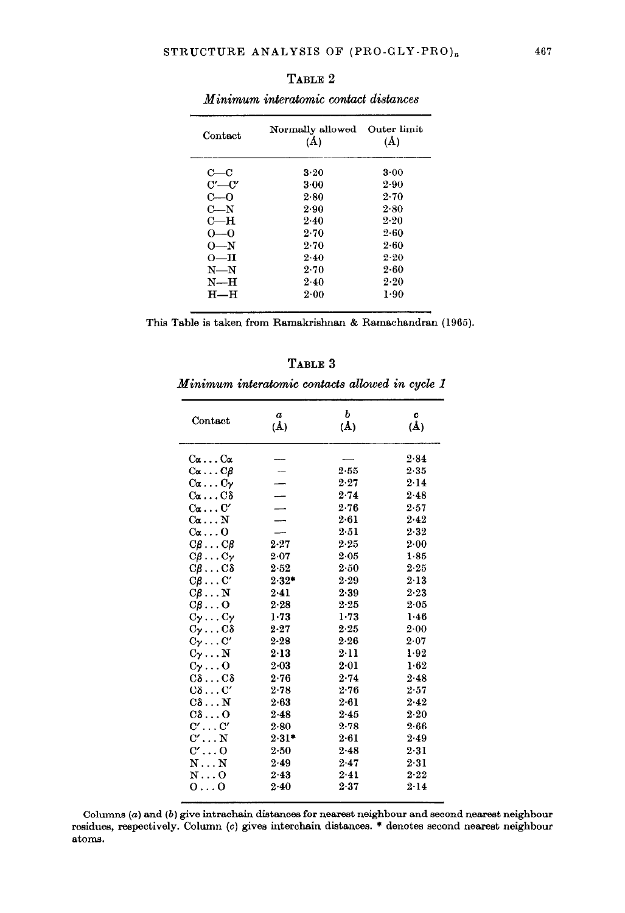TABLE 2

*Minimum interatomic contact distances*

| Contact | Normally allowed (Å) | Outer limit (Å) |
|---|---|---|
| C—C | 3·20 | 3·00 |
| C′—C′ | 3·00 | 2·90 |
| C—O | 2·80 | 2·70 |
| C—N | 2·90 | 2·80 |
| C—H | 2·40 | 2·20 |
| O—O | 2·70 | 2·60 |
| O—N | 2·70 | 2·60 |
| O—H | 2·40 | 2·20 |
| N—N | 2·70 | 2·60 |
| N—H | 2·40 | 2·20 |
| H—H | 2·00 | 1·90 |

This Table is taken from Ramakrishnan & Ramachandran (1965).

TABLE 3

*Minimum interatomic contacts allowed in cycle 1*

| Contact | *a* (Å) | *b* (Å) | *c* (Å) |
|---|---|---|---|
| Cα ... Cα | — | — | 2·84 |
| Cα ... Cβ | — | 2·55 | 2·35 |
| Cα ... Cγ | — | 2·27 | 2·14 |
| Cα ... Cδ | — | 2·74 | 2·48 |
| Cα ... C′ | — | 2·76 | 2·57 |
| Cα ... N | — | 2·61 | 2·42 |
| Cα ... O | — | 2·51 | 2·32 |
| Cβ ... Cβ | 2·27 | 2·25 | 2·00 |
| Cβ ... Cγ | 2·07 | 2·05 | 1·85 |
| Cβ ... Cδ | 2·52 | 2·50 | 2·25 |
| Cβ ... C′ | 2·32* | 2·29 | 2·13 |
| Cβ ... N | 2·41 | 2·39 | 2·23 |
| Cβ ... O | 2·28 | 2·25 | 2·05 |
| Cγ ... Cγ | 1·73 | 1·73 | 1·46 |
| Cγ ... Cδ | 2·27 | 2·25 | 2·00 |
| Cγ ... C′ | 2·28 | 2·26 | 2·07 |
| Cγ ... N | 2·13 | 2·11 | 1·92 |
| Cγ ... O | 2·03 | 2·01 | 1·62 |
| Cδ ... Cδ | 2·76 | 2·74 | 2·48 |
| Cδ ... C′ | 2·78 | 2·76 | 2·57 |
| Cδ ... N | 2·63 | 2·61 | 2·42 |
| Cδ ... O | 2·48 | 2·45 | 2·20 |
| C′ ... C′ | 2·80 | 2·78 | 2·66 |
| C′ ... N | 2·31* | 2·61 | 2·49 |
| C′ ... O | 2·50 | 2·48 | 2·31 |
| N ... N | 2·49 | 2·47 | 2·31 |
| N ... O | 2·43 | 2·41 | 2·22 |
| O ... O | 2·40 | 2·37 | 2·14 |

Columns (*a*) and (*b*) give intrachain distances for nearest neighbour and second nearest neighbour residues, respectively. Column (*c*) gives interchain distances. * denotes second nearest neighbour atoms.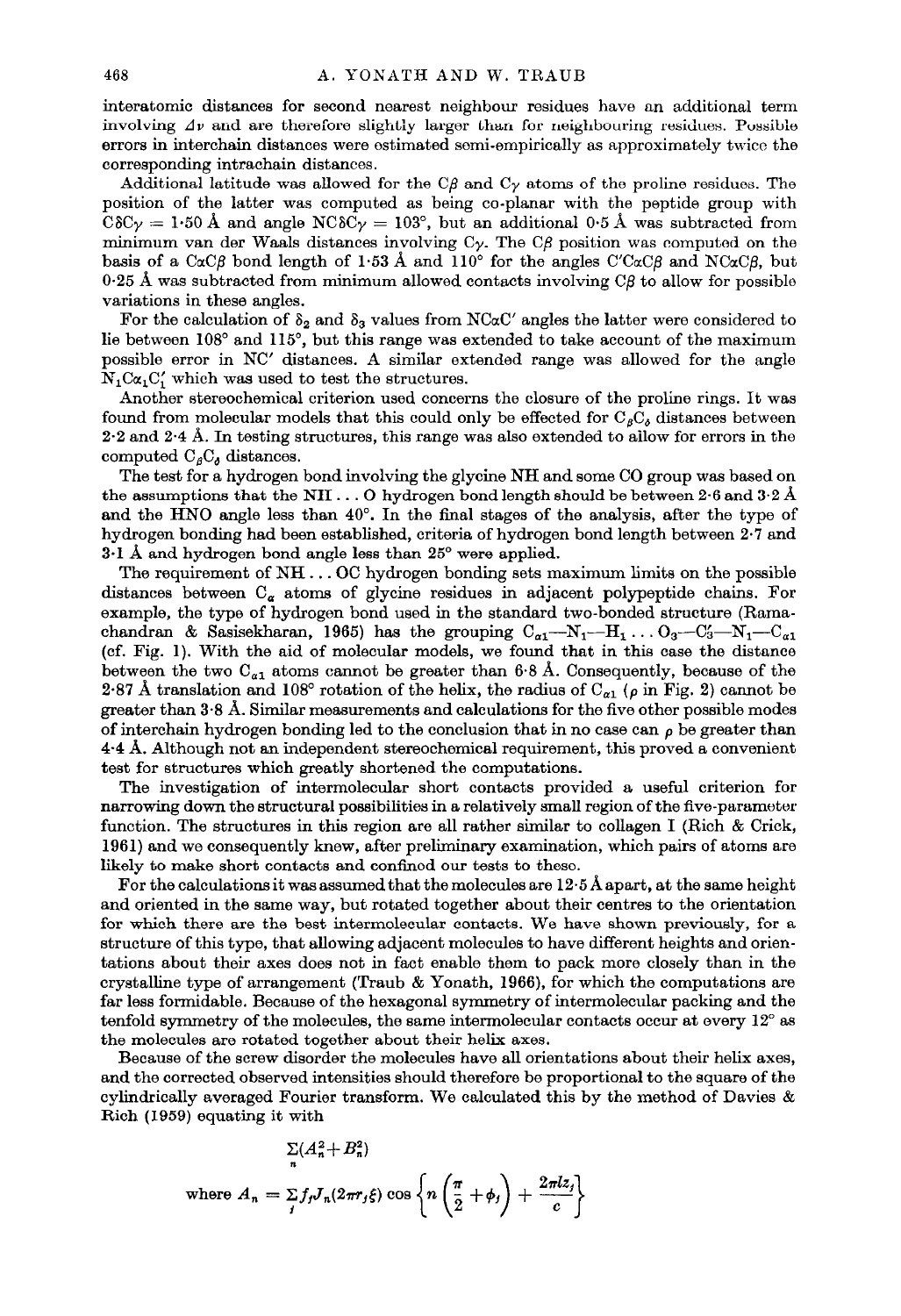interatomic distances for second nearest neighbour residues have an additional term involving $\Delta\nu$ and are therefore slightly larger than for neighbouring residues. Possible errors in interchain distances were estimated semi-empirically as approximately twice the corresponding intrachain distances.

Additional latitude was allowed for the $C\beta$ and $C\gamma$ atoms of the proline residues. The position of the latter was computed as being co-planar with the peptide group with $C\delta C\gamma = 1{\cdot}50$ Å and angle $NC\delta C\gamma = 103°$, but an additional 0·5 Å was subtracted from minimum van der Waals distances involving $C\gamma$. The $C\beta$ position was computed on the basis of a $C\alpha C\beta$ bond length of 1·53 Å and 110° for the angles $C'C\alpha C\beta$ and $NC\alpha C\beta$, but 0·25 Å was subtracted from minimum allowed contacts involving $C\beta$ to allow for possible variations in these angles.

For the calculation of $\delta_2$ and $\delta_3$ values from $NC\alpha C'$ angles the latter were considered to lie between 108° and 115°, but this range was extended to take account of the maximum possible error in $NC'$ distances. A similar extended range was allowed for the angle $N_1C\alpha_1C_1'$ which was used to test the structures.

Another stereochemical criterion used concerns the closure of the proline rings. It was found from molecular models that this could only be effected for $C_\beta C_\delta$ distances between 2·2 and 2·4 Å. In testing structures, this range was also extended to allow for errors in the computed $C_\beta C_\delta$ distances.

The test for a hydrogen bond involving the glycine NH and some CO group was based on the assumptions that the NH . . . O hydrogen bond length should be between 2·6 and 3·2 Å and the HNO angle less than 40°. In the final stages of the analysis, after the type of hydrogen bonding had been established, criteria of hydrogen bond length between 2·7 and 3·1 Å and hydrogen bond angle less than 25° were applied.

The requirement of NH . . . OC hydrogen bonding sets maximum limits on the possible distances between $C_\alpha$ atoms of glycine residues in adjacent polypeptide chains. For example, the type of hydrogen bond used in the standard two-bonded structure (Ramachandran & Sasisekharan, 1965) has the grouping $C_{\alpha1}$—$N_1$—$H_1$ . . . $O_3$—$C_3'$—$N_1$—$C_{\alpha1}$ (cf. Fig. 1). With the aid of molecular models, we found that in this case the distance between the two $C_{\alpha1}$ atoms cannot be greater than 6·8 Å. Consequently, because of the 2·87 Å translation and 108° rotation of the helix, the radius of $C_{\alpha1}$ ($\rho$ in Fig. 2) cannot be greater than 3·8 Å. Similar measurements and calculations for the five other possible modes of interchain hydrogen bonding led to the conclusion that in no case can $\rho$ be greater than 4·4 Å. Although not an independent stereochemical requirement, this proved a convenient test for structures which greatly shortened the computations.

The investigation of intermolecular short contacts provided a useful criterion for narrowing down the structural possibilities in a relatively small region of the five-parameter function. The structures in this region are all rather similar to collagen I (Rich & Crick, 1961) and we consequently knew, after preliminary examination, which pairs of atoms are likely to make short contacts and confined our tests to these.

For the calculations it was assumed that the molecules are 12·5 Å apart, at the same height and oriented in the same way, but rotated together about their centres to the orientation for which there are the best intermolecular contacts. We have shown previously, for a structure of this type, that allowing adjacent molecules to have different heights and orientations about their axes does not in fact enable them to pack more closely than in the crystalline type of arrangement (Traub & Yonath, 1966), for which the computations are far less formidable. Because of the hexagonal symmetry of intermolecular packing and the tenfold symmetry of the molecules, the same intermolecular contacts occur at every 12° as the molecules are rotated together about their helix axes.

Because of the screw disorder the molecules have all orientations about their helix axes, and the corrected observed intensities should therefore be proportional to the square of the cylindrically averaged Fourier transform. We calculated this by the method of Davies & Rich (1959) equating it with

$$\sum_n (A_n^2 + B_n^2)$$

$$\text{where } A_n = \sum_j f_j J_n(2\pi r_j \xi) \cos\left\{n\left(\frac{\pi}{2} + \phi_j\right) + \frac{2\pi l z_j}{c}\right\}$$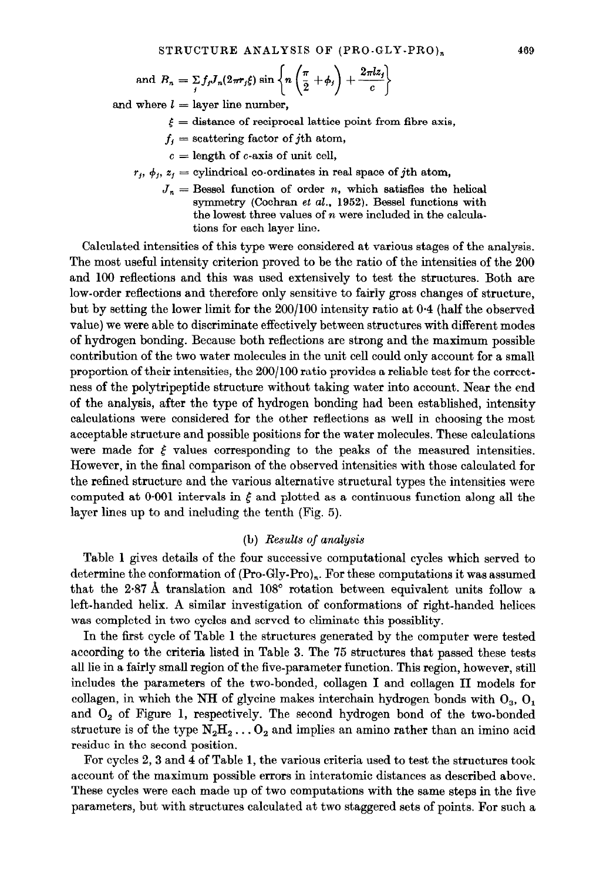$$\text{and } B_n = \sum_j f_j J_n(2\pi r_j \xi) \sin\left\{n\left(\frac{\pi}{2} + \phi_j\right) + \frac{2\pi l z_j}{c}\right\}$$

and where $l$ = layer line number,

$\xi$ = distance of reciprocal lattice point from fibre axis,

$f_j$ = scattering factor of $j$th atom,

$c$ = length of $c$-axis of unit cell,

$r_j$, $\phi_j$, $z_j$ = cylindrical co-ordinates in real space of $j$th atom,

$J_n$ = Bessel function of order $n$, which satisfies the helical symmetry (Cochran *et al.*, 1952). Bessel functions with the lowest three values of $n$ were included in the calculations for each layer line.

Calculated intensities of this type were considered at various stages of the analysis. The most useful intensity criterion proved to be the ratio of the intensities of the 200 and 100 reflections and this was used extensively to test the structures. Both are low-order reflections and therefore only sensitive to fairly gross changes of structure, but by setting the lower limit for the 200/100 intensity ratio at 0·4 (half the observed value) we were able to discriminate effectively between structures with different modes of hydrogen bonding. Because both reflections are strong and the maximum possible contribution of the two water molecules in the unit cell could only account for a small proportion of their intensities, the 200/100 ratio provides a reliable test for the correctness of the polytripeptide structure without taking water into account. Near the end of the analysis, after the type of hydrogen bonding had been established, intensity calculations were considered for the other reflections as well in choosing the most acceptable structure and possible positions for the water molecules. These calculations were made for $\xi$ values corresponding to the peaks of the measured intensities. However, in the final comparison of the observed intensities with those calculated for the refined structure and the various alternative structural types the intensities were computed at 0·001 intervals in $\xi$ and plotted as a continuous function along all the layer lines up to and including the tenth (Fig. 5).

### (b) *Results of analysis*

Table 1 gives details of the four successive computational cycles which served to determine the conformation of (Pro-Gly-Pro)$_n$. For these computations it was assumed that the 2·87 Å translation and 108° rotation between equivalent units follow a left-handed helix. A similar investigation of conformations of right-handed helices was completed in two cycles and served to eliminate this possiblity.

In the first cycle of Table 1 the structures generated by the computer were tested according to the criteria listed in Table 3. The 75 structures that passed these tests all lie in a fairly small region of the five-parameter function. This region, however, still includes the parameters of the two-bonded, collagen I and collagen II models for collagen, in which the NH of glycine makes interchain hydrogen bonds with $O_3$, $O_1$ and $O_2$ of Figure 1, respectively. The second hydrogen bond of the two-bonded structure is of the type $N_2H_2 \ldots O_2$ and implies an amino rather than an imino acid residue in the second position.

For cycles 2, 3 and 4 of Table 1, the various criteria used to test the structures took account of the maximum possible errors in interatomic distances as described above. These cycles were each made up of two computations with the same steps in the five parameters, but with structures calculated at two staggered sets of points. For such a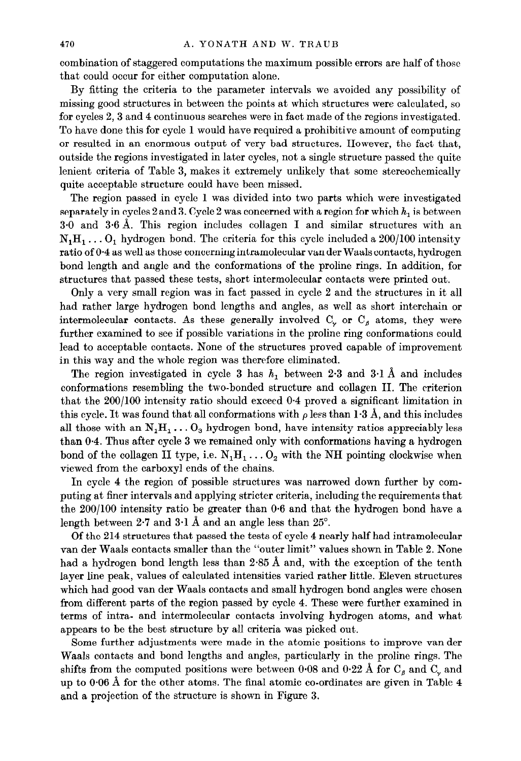combination of staggered computations the maximum possible errors are half of those that could occur for either computation alone.

By fitting the criteria to the parameter intervals we avoided any possibility of missing good structures in between the points at which structures were calculated, so for cycles 2, 3 and 4 continuous searches were in fact made of the regions investigated. To have done this for cycle 1 would have required a prohibitive amount of computing or resulted in an enormous output of very bad structures. However, the fact that, outside the regions investigated in later cycles, not a single structure passed the quite lenient criteria of Table 3, makes it extremely unlikely that some stereochemically quite acceptable structure could have been missed.

The region passed in cycle 1 was divided into two parts which were investigated separately in cycles 2 and 3. Cycle 2 was concerned with a region for which $h_1$ is between 3·0 and 3·6 Å. This region includes collagen I and similar structures with an $N_1H_1 \ldots O_1$ hydrogen bond. The criteria for this cycle included a 200/100 intensity ratio of 0·4 as well as those concerning intramolecular van der Waals contacts, hydrogen bond length and angle and the conformations of the proline rings. In addition, for structures that passed these tests, short intermolecular contacts were printed out.

Only a very small region was in fact passed in cycle 2 and the structures in it all had rather large hydrogen bond lengths and angles, as well as short interchain or intermolecular contacts. As these generally involved $C_\gamma$ or $C_\beta$ atoms, they were further examined to see if possible variations in the proline ring conformations could lead to acceptable contacts. None of the structures proved capable of improvement in this way and the whole region was therefore eliminated.

The region investigated in cycle 3 has $h_1$ between 2·3 and 3·1 Å and includes conformations resembling the two-bonded structure and collagen II. The criterion that the 200/100 intensity ratio should exceed 0·4 proved a significant limitation in this cycle. It was found that all conformations with $\rho$ less than 1·3 Å, and this includes all those with an $N_1H_1 \ldots O_3$ hydrogen bond, have intensity ratios appreciably less than 0·4. Thus after cycle 3 we remained only with conformations having a hydrogen bond of the collagen II type, i.e. $N_1H_1 \ldots O_2$ with the NH pointing clockwise when viewed from the carboxyl ends of the chains.

In cycle 4 the region of possible structures was narrowed down further by computing at finer intervals and applying stricter criteria, including the requirements that the 200/100 intensity ratio be greater than 0·6 and that the hydrogen bond have a length between 2·7 and 3·1 Å and an angle less than 25°.

Of the 214 structures that passed the tests of cycle 4 nearly half had intramolecular van der Waals contacts smaller than the "outer limit" values shown in Table 2. None had a hydrogen bond length less than 2·85 Å and, with the exception of the tenth layer line peak, values of calculated intensities varied rather little. Eleven structures which had good van der Waals contacts and small hydrogen bond angles were chosen from different parts of the region passed by cycle 4. These were further examined in terms of intra- and intermolecular contacts involving hydrogen atoms, and what appears to be the best structure by all criteria was picked out.

Some further adjustments were made in the atomic positions to improve van der Waals contacts and bond lengths and angles, particularly in the proline rings. The shifts from the computed positions were between 0·08 and 0·22 Å for $C_\beta$ and $C_\gamma$ and up to 0·06 Å for the other atoms. The final atomic co-ordinates are given in Table 4 and a projection of the structure is shown in Figure 3.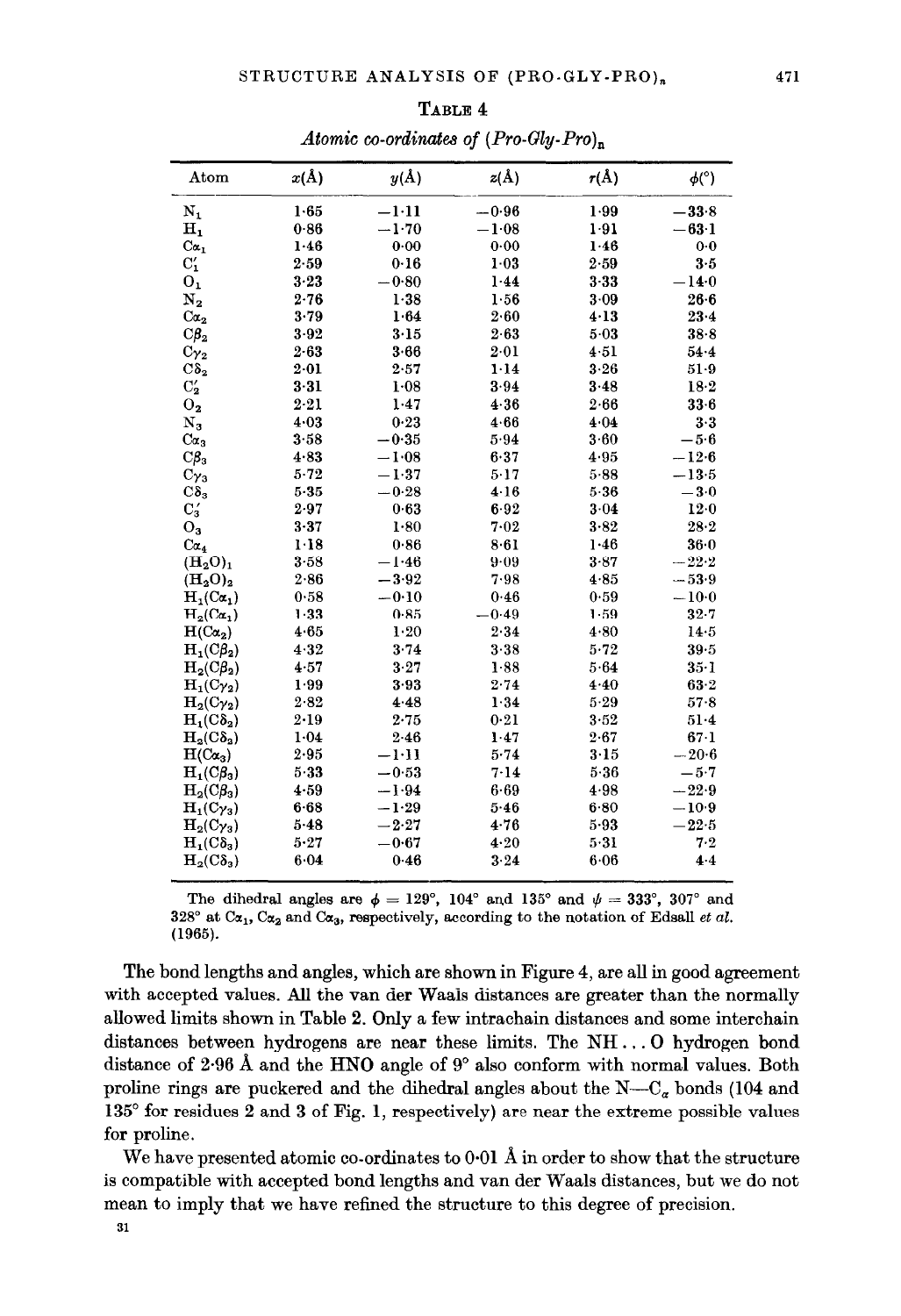TABLE 4

*Atomic co-ordinates of (Pro-Gly-Pro)$_n$*

| Atom | $x$(Å) | $y$(Å) | $z$(Å) | $r$(Å) | $\phi$(°) |
|---|---|---|---|---|---|
| $N_1$ | 1·65 | −1·11 | −0·96 | 1·99 | −33·8 |
| $H_1$ | 0·86 | −1·70 | −1·08 | 1·91 | −63·1 |
| $C\alpha_1$ | 1·46 | 0·00 | 0·00 | 1·46 | 0·0 |
| $C'_1$ | 2·59 | 0·16 | 1·03 | 2·59 | 3·5 |
| $O_1$ | 3·23 | −0·80 | 1·44 | 3·33 | −14·0 |
| $N_2$ | 2·76 | 1·38 | 1·56 | 3·09 | 26·6 |
| $C\alpha_2$ | 3·79 | 1·64 | 2·60 | 4·13 | 23·4 |
| $C\beta_2$ | 3·92 | 3·15 | 2·63 | 5·03 | 38·8 |
| $C\gamma_2$ | 2·63 | 3·66 | 2·01 | 4·51 | 54·4 |
| $C\delta_2$ | 2·01 | 2·57 | 1·14 | 3·26 | 51·9 |
| $C'_2$ | 3·31 | 1·08 | 3·94 | 3·48 | 18·2 |
| $O_2$ | 2·21 | 1·47 | 4·36 | 2·66 | 33·6 |
| $N_3$ | 4·03 | 0·23 | 4·66 | 4·04 | 3·3 |
| $C\alpha_3$ | 3·58 | −0·35 | 5·94 | 3·60 | −5·6 |
| $C\beta_3$ | 4·83 | −1·08 | 6·37 | 4·95 | −12·6 |
| $C\gamma_3$ | 5·72 | −1·37 | 5·17 | 5·88 | −13·5 |
| $C\delta_3$ | 5·35 | −0·28 | 4·16 | 5·36 | −3·0 |
| $C'_3$ | 2·97 | 0·63 | 6·92 | 3·04 | 12·0 |
| $O_3$ | 3·37 | 1·80 | 7·02 | 3·82 | 28·2 |
| $C\alpha_4$ | 1·18 | 0·86 | 8·61 | 1·46 | 36·0 |
| $(H_2O)_1$ | 3·58 | −1·46 | 9·09 | 3·87 | −22·2 |
| $(H_2O)_2$ | 2·86 | −3·92 | 7·98 | 4·85 | −53·9 |
| $H_1(C\alpha_1)$ | 0·58 | −0·10 | 0·46 | 0·59 | −10·0 |
| $H_2(C\alpha_1)$ | 1·33 | 0·85 | −0·49 | 1·59 | 32·7 |
| $H(C\alpha_2)$ | 4·65 | 1·20 | 2·34 | 4·80 | 14·5 |
| $H_1(C\beta_2)$ | 4·32 | 3·74 | 3·38 | 5·72 | 39·5 |
| $H_2(C\beta_2)$ | 4·57 | 3·27 | 1·88 | 5·64 | 35·1 |
| $H_1(C\gamma_2)$ | 1·99 | 3·93 | 2·74 | 4·40 | 63·2 |
| $H_2(C\gamma_2)$ | 2·82 | 4·48 | 1·34 | 5·29 | 57·8 |
| $H_1(C\delta_2)$ | 2·19 | 2·75 | 0·21 | 3·52 | 51·4 |
| $H_2(C\delta_2)$ | 1·04 | 2·46 | 1·47 | 2·67 | 67·1 |
| $H(C\alpha_3)$ | 2·95 | −1·11 | 5·74 | 3·15 | −20·6 |
| $H_1(C\beta_3)$ | 5·33 | −0·53 | 7·14 | 5·36 | −5·7 |
| $H_2(C\beta_3)$ | 4·59 | −1·94 | 6·69 | 4·98 | −22·9 |
| $H_1(C\gamma_3)$ | 6·68 | −1·29 | 5·46 | 6·80 | −10·9 |
| $H_2(C\gamma_3)$ | 5·48 | −2·27 | 4·76 | 5·93 | −22·5 |
| $H_1(C\delta_3)$ | 5·27 | −0·67 | 4·20 | 5·31 | 7·2 |
| $H_2(C\delta_3)$ | 6·04 | 0·46 | 3·24 | 6·06 | 4·4 |

The dihedral angles are $\phi$ = 129°, 104° and 135° and $\psi$ = 333°, 307° and 328° at $C\alpha_1$, $C\alpha_2$ and $C\alpha_3$, respectively, according to the notation of Edsall *et al.* (1965).

The bond lengths and angles, which are shown in Figure 4, are all in good agreement with accepted values. All the van der Waals distances are greater than the normally allowed limits shown in Table 2. Only a few intrachain distances and some interchain distances between hydrogens are near these limits. The NH . . . O hydrogen bond distance of 2·96 Å and the HNO angle of 9° also conform with normal values. Both proline rings are puckered and the dihedral angles about the N—$C_\alpha$ bonds (104 and 135° for residues 2 and 3 of Fig. 1, respectively) are near the extreme possible values for proline.

We have presented atomic co-ordinates to 0·01 Å in order to show that the structure is compatible with accepted bond lengths and van der Waals distances, but we do not mean to imply that we have refined the structure to this degree of precision.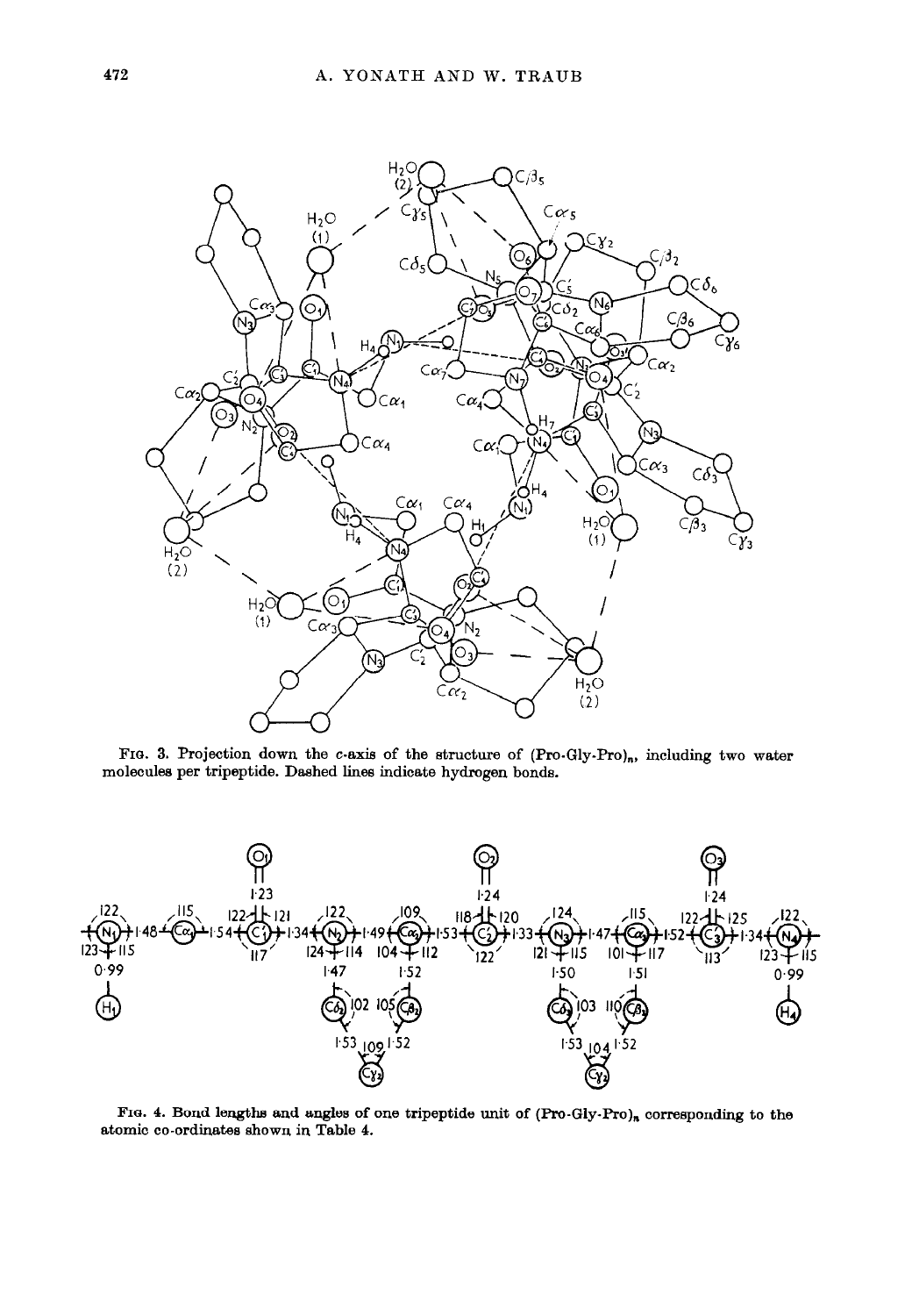FIG. 3. Projection down the c-axis of the structure of (Pro-Gly-Pro)$_n$, including two water molecules per tripeptide. Dashed lines indicate hydrogen bonds.

FIG. 4. Bond lengths and angles of one tripeptide unit of (Pro-Gly-Pro)$_n$ corresponding to the atomic co-ordinates shown in Table 4.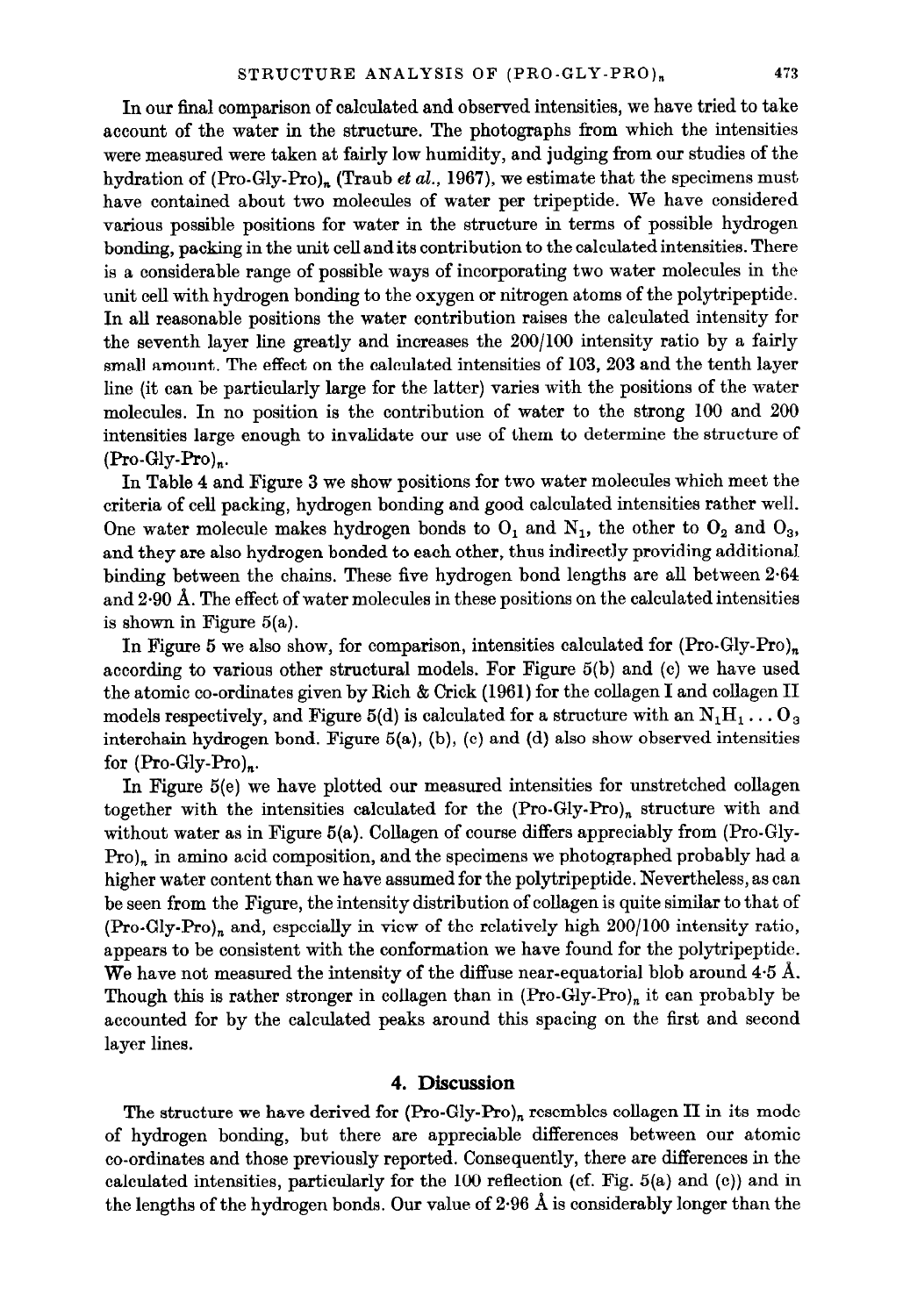In our final comparison of calculated and observed intensities, we have tried to take account of the water in the structure. The photographs from which the intensities were measured were taken at fairly low humidity, and judging from our studies of the hydration of (Pro-Gly-Pro)$_n$ (Traub *et al.*, 1967), we estimate that the specimens must have contained about two molecules of water per tripeptide. We have considered various possible positions for water in the structure in terms of possible hydrogen bonding, packing in the unit cell and its contribution to the calculated intensities. There is a considerable range of possible ways of incorporating two water molecules in the unit cell with hydrogen bonding to the oxygen or nitrogen atoms of the polytripeptide. In all reasonable positions the water contribution raises the calculated intensity for the seventh layer line greatly and increases the 200/100 intensity ratio by a fairly small amount. The effect on the calculated intensities of 103, 203 and the tenth layer line (it can be particularly large for the latter) varies with the positions of the water molecules. In no position is the contribution of water to the strong 100 and 200 intensities large enough to invalidate our use of them to determine the structure of (Pro-Gly-Pro)$_n$.

In Table 4 and Figure 3 we show positions for two water molecules which meet the criteria of cell packing, hydrogen bonding and good calculated intensities rather well. One water molecule makes hydrogen bonds to $O_1$ and $N_1$, the other to $O_2$ and $O_3$, and they are also hydrogen bonded to each other, thus indirectly providing additional binding between the chains. These five hydrogen bond lengths are all between 2·64 and 2·90 Å. The effect of water molecules in these positions on the calculated intensities is shown in Figure 5(a).

In Figure 5 we also show, for comparison, intensities calculated for (Pro-Gly-Pro)$_n$ according to various other structural models. For Figure 5(b) and (c) we have used the atomic co-ordinates given by Rich & Crick (1961) for the collagen I and collagen II models respectively, and Figure 5(d) is calculated for a structure with an $N_1H_1 \ldots O_3$ interchain hydrogen bond. Figure 5(a), (b), (c) and (d) also show observed intensities for (Pro-Gly-Pro)$_n$.

In Figure 5(e) we have plotted our measured intensities for unstretched collagen together with the intensities calculated for the (Pro-Gly-Pro)$_n$ structure with and without water as in Figure 5(a). Collagen of course differs appreciably from (Pro-Gly-Pro)$_n$ in amino acid composition, and the specimens we photographed probably had a higher water content than we have assumed for the polytripeptide. Nevertheless, as can be seen from the Figure, the intensity distribution of collagen is quite similar to that of (Pro-Gly-Pro)$_n$ and, especially in view of the relatively high 200/100 intensity ratio, appears to be consistent with the conformation we have found for the polytripeptide. We have not measured the intensity of the diffuse near-equatorial blob around 4·5 Å. Though this is rather stronger in collagen than in (Pro-Gly-Pro)$_n$ it can probably be accounted for by the calculated peaks around this spacing on the first and second layer lines.

## 4. Discussion

The structure we have derived for (Pro-Gly-Pro)$_n$ resembles collagen II in its mode of hydrogen bonding, but there are appreciable differences between our atomic co-ordinates and those previously reported. Consequently, there are differences in the calculated intensities, particularly for the 100 reflection (cf. Fig. 5(a) and (c)) and in the lengths of the hydrogen bonds. Our value of 2·96 Å is considerably longer than the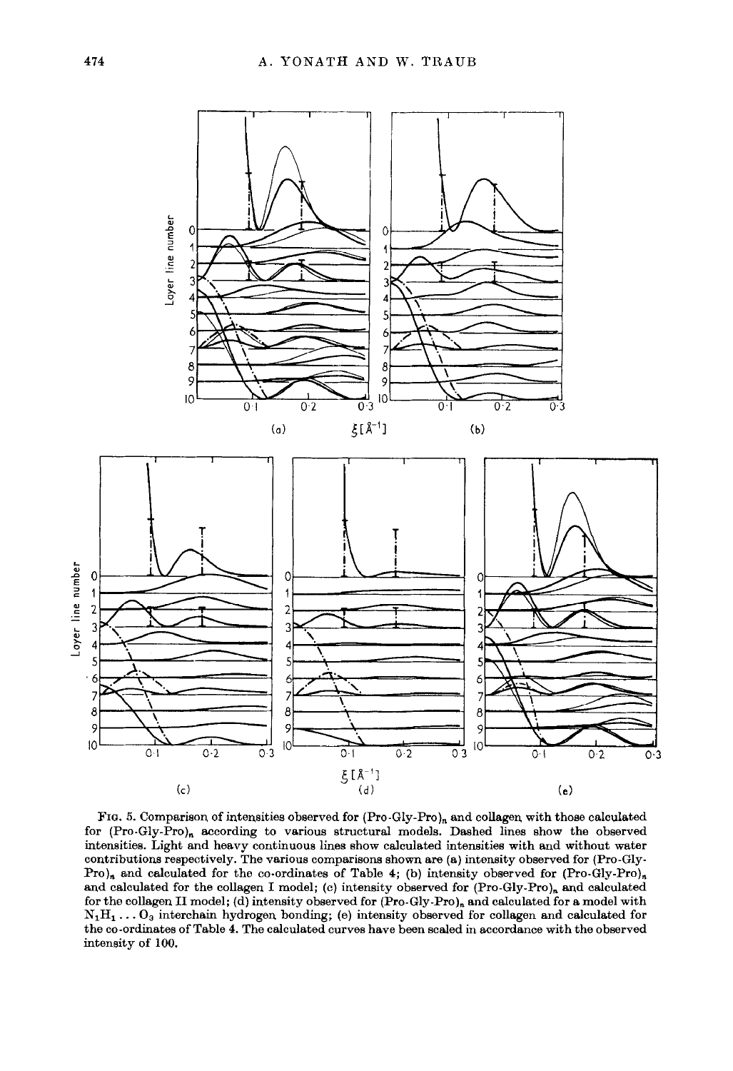FIG. 5. Comparison of intensities observed for (Pro-Gly-Pro)$_n$ and collagen with those calculated for (Pro-Gly-Pro)$_n$ according to various structural models. Dashed lines show the observed intensities. Light and heavy continuous lines show calculated intensities with and without water contributions respectively. The various comparisons shown are (a) intensity observed for (Pro-Gly-Pro)$_n$ and calculated for the co-ordinates of Table 4; (b) intensity observed for (Pro-Gly-Pro)$_n$ and calculated for the collagen I model; (c) intensity observed for (Pro-Gly-Pro)$_n$ and calculated for the collagen II model; (d) intensity observed for (Pro-Gly-Pro)$_n$ and calculated for a model with $N_1H_1 \ldots O_3$ interchain hydrogen bonding; (e) intensity observed for collagen and calculated for the co-ordinates of Table 4. The calculated curves have been scaled in accordance with the observed intensity of 100.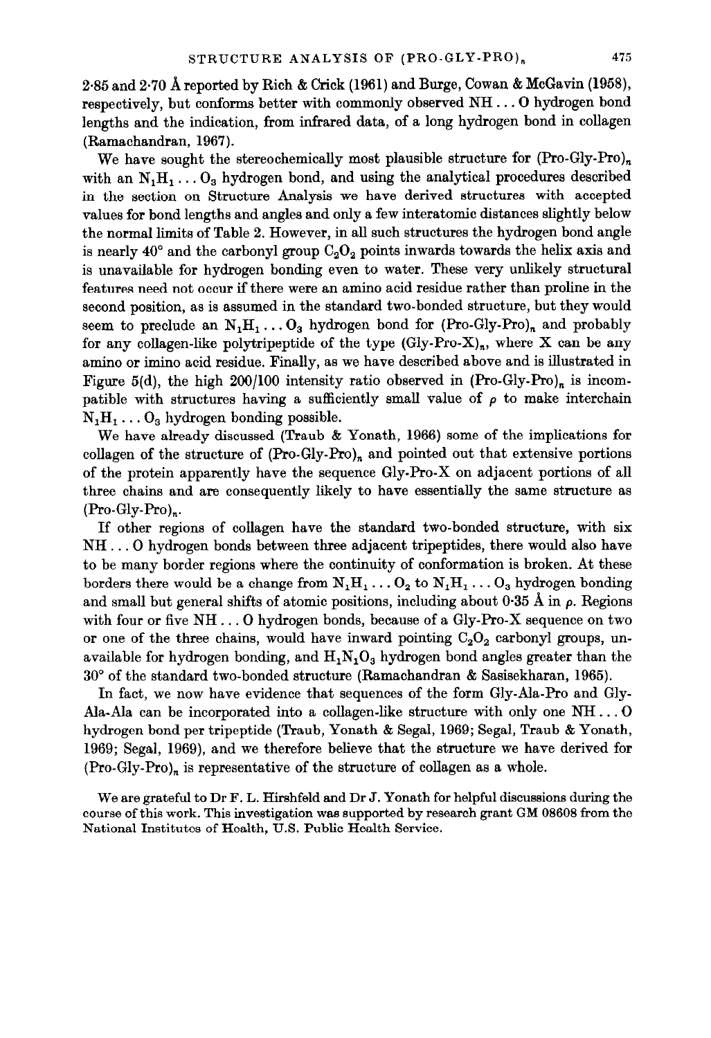2·85 and 2·70 Å reported by Rich & Crick (1961) and Burge, Cowan & McGavin (1958), respectively, but conforms better with commonly observed NH . . . O hydrogen bond lengths and the indication, from infrared data, of a long hydrogen bond in collagen (Ramachandran, 1967).

We have sought the stereochemically most plausible structure for $(\text{Pro-Gly-Pro})_n$ with an $N_1H_1 \ldots O_3$ hydrogen bond, and using the analytical procedures described in the section on Structure Analysis we have derived structures with accepted values for bond lengths and angles and only a few interatomic distances slightly below the normal limits of Table 2. However, in all such structures the hydrogen bond angle is nearly 40° and the carbonyl group $C_2O_2$ points inwards towards the helix axis and is unavailable for hydrogen bonding even to water. These very unlikely structural features need not occur if there were an amino acid residue rather than proline in the second position, as is assumed in the standard two-bonded structure, but they would seem to preclude an $N_1H_1 \ldots O_3$ hydrogen bond for $(\text{Pro-Gly-Pro})_n$ and probably for any collagen-like polytripeptide of the type $(\text{Gly-Pro-X})_n$, where X can be any amino or imino acid residue. Finally, as we have described above and is illustrated in Figure 5(d), the high 200/100 intensity ratio observed in $(\text{Pro-Gly-Pro})_n$ is incompatible with structures having a sufficiently small value of $\rho$ to make interchain $N_1H_1 \ldots O_3$ hydrogen bonding possible.

We have already discussed (Traub & Yonath, 1966) some of the implications for collagen of the structure of $(\text{Pro-Gly-Pro})_n$ and pointed out that extensive portions of the protein apparently have the sequence Gly-Pro-X on adjacent portions of all three chains and are consequently likely to have essentially the same structure as $(\text{Pro-Gly-Pro})_n$.

If other regions of collagen have the standard two-bonded structure, with six NH . . . O hydrogen bonds between three adjacent tripeptides, there would also have to be many border regions where the continuity of conformation is broken. At these borders there would be a change from $N_1H_1 \ldots O_2$ to $N_1H_1 \ldots O_3$ hydrogen bonding and small but general shifts of atomic positions, including about 0·35 Å in $\rho$. Regions with four or five NH . . . O hydrogen bonds, because of a Gly-Pro-X sequence on two or one of the three chains, would have inward pointing $C_2O_2$ carbonyl groups, unavailable for hydrogen bonding, and $H_1N_1O_3$ hydrogen bond angles greater than the 30° of the standard two-bonded structure (Ramachandran & Sasisekharan, 1965).

In fact, we now have evidence that sequences of the form Gly-Ala-Pro and Gly-Ala-Ala can be incorporated into a collagen-like structure with only one NH . . . O hydrogen bond per tripeptide (Traub, Yonath & Segal, 1969; Segal, Traub & Yonath, 1969; Segal, 1969), and we therefore believe that the structure we have derived for $(\text{Pro-Gly-Pro})_n$ is representative of the structure of collagen as a whole.

We are grateful to Dr F. L. Hirshfeld and Dr J. Yonath for helpful discussions during the course of this work. This investigation was supported by research grant GM 08608 from the National Institutes of Health, U.S. Public Health Service.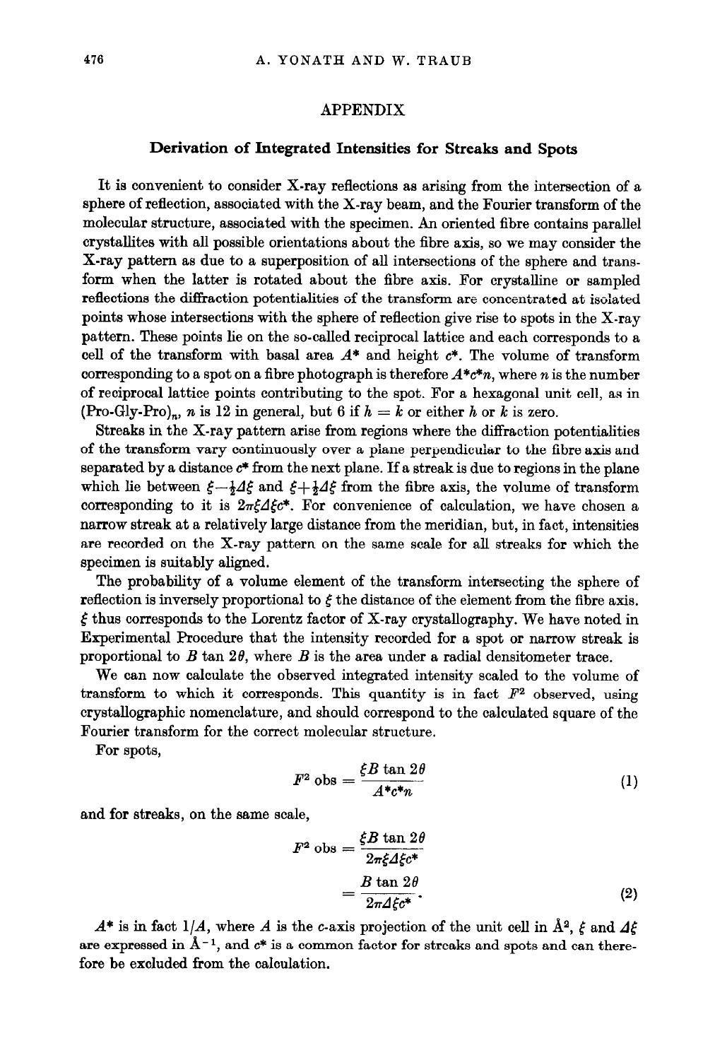## APPENDIX

### Derivation of Integrated Intensities for Streaks and Spots

It is convenient to consider X-ray reflections as arising from the intersection of a sphere of reflection, associated with the X-ray beam, and the Fourier transform of the molecular structure, associated with the specimen. An oriented fibre contains parallel crystallites with all possible orientations about the fibre axis, so we may consider the X-ray pattern as due to a superposition of all intersections of the sphere and transform when the latter is rotated about the fibre axis. For crystalline or sampled reflections the diffraction potentialities of the transform are concentrated at isolated points whose intersections with the sphere of reflection give rise to spots in the X-ray pattern. These points lie on the so-called reciprocal lattice and each corresponds to a cell of the transform with basal area $A^*$ and height $c^*$. The volume of transform corresponding to a spot on a fibre photograph is therefore $A^*c^*n$, where $n$ is the number of reciprocal lattice points contributing to the spot. For a hexagonal unit cell, as in (Pro-Gly-Pro)$_n$, $n$ is 12 in general, but 6 if $h = k$ or either $h$ or $k$ is zero.

Streaks in the X-ray pattern arise from regions where the diffraction potentialities of the transform vary continuously over a plane perpendicular to the fibre axis and separated by a distance $c^*$ from the next plane. If a streak is due to regions in the plane which lie between $\xi - \frac{1}{2}\Delta\xi$ and $\xi + \frac{1}{2}\Delta\xi$ from the fibre axis, the volume of transform corresponding to it is $2\pi\xi\Delta\xi c^*$. For convenience of calculation, we have chosen a narrow streak at a relatively large distance from the meridian, but, in fact, intensities are recorded on the X-ray pattern on the same scale for all streaks for which the specimen is suitably aligned.

The probability of a volume element of the transform intersecting the sphere of reflection is inversely proportional to $\xi$ the distance of the element from the fibre axis. $\xi$ thus corresponds to the Lorentz factor of X-ray crystallography. We have noted in Experimental Procedure that the intensity recorded for a spot or narrow streak is proportional to $B \tan 2\theta$, where $B$ is the area under a radial densitometer trace.

We can now calculate the observed integrated intensity scaled to the volume of transform to which it corresponds. This quantity is in fact $F^2$ observed, using crystallographic nomenclature, and should correspond to the calculated square of the Fourier transform for the correct molecular structure.

For spots,

$$F^2 \text{ obs} = \frac{\xi B \tan 2\theta}{A^*c^*n} \tag{1}$$

and for streaks, on the same scale,

$$F^2 \text{ obs} = \frac{\xi B \tan 2\theta}{2\pi\xi\Delta\xi c^*} = \frac{B \tan 2\theta}{2\pi\Delta\xi c^*}. \tag{2}$$

$A^*$ is in fact $1/A$, where $A$ is the $c$-axis projection of the unit cell in Å$^2$, $\xi$ and $\Delta\xi$ are expressed in Å$^{-1}$, and $c^*$ is a common factor for streaks and spots and can therefore be excluded from the calculation.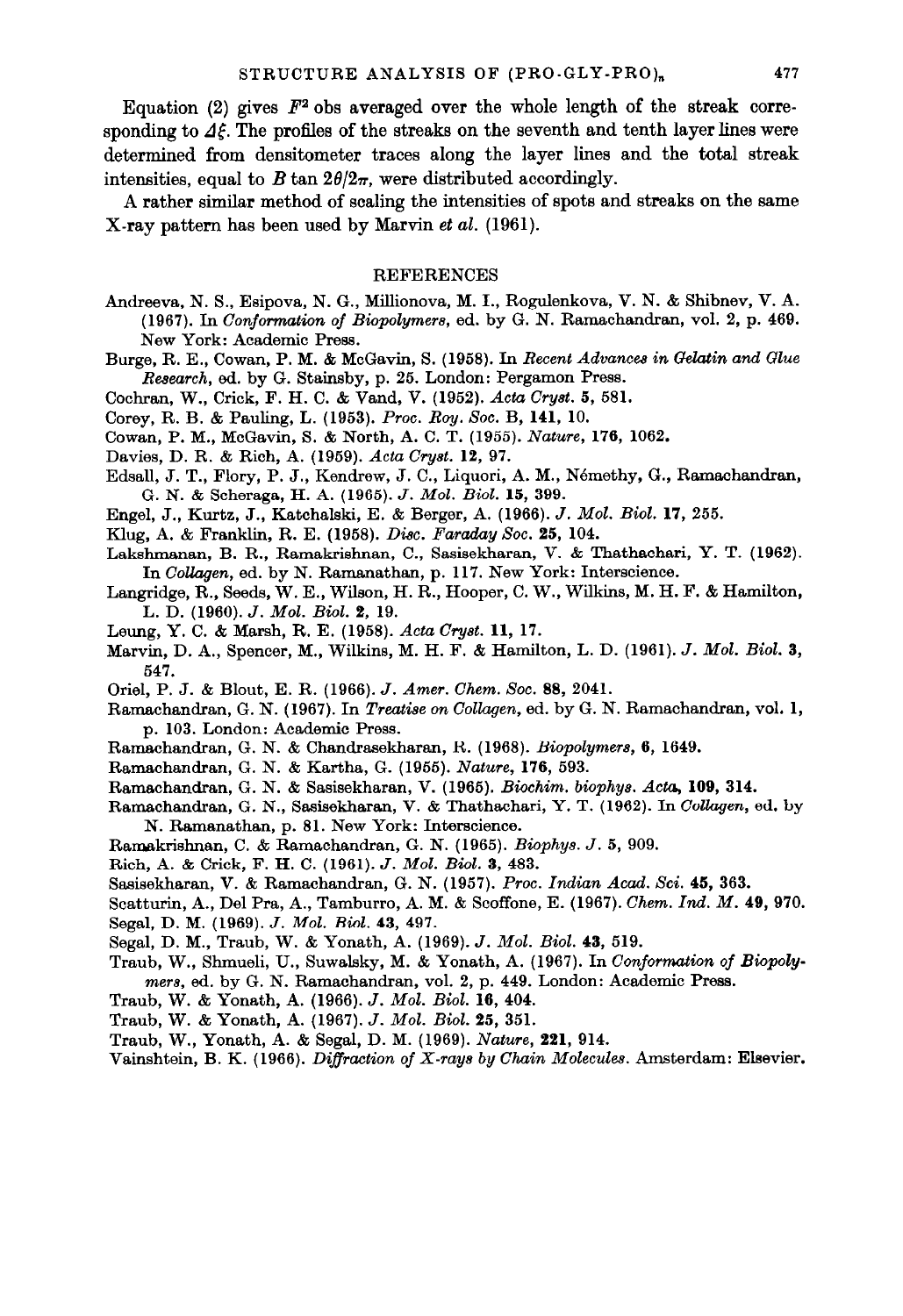Equation (2) gives $F^2$ obs averaged over the whole length of the streak corresponding to $\Delta\xi$. The profiles of the streaks on the seventh and tenth layer lines were determined from densitometer traces along the layer lines and the total streak intensities, equal to $B \tan 2\theta/2\pi$, were distributed accordingly.

A rather similar method of scaling the intensities of spots and streaks on the same X-ray pattern has been used by Marvin *et al.* (1961).

## REFERENCES

Andreeva, N. S., Esipova, N. G., Millionova, M. I., Rogulenkova, V. N. & Shibnev, V. A. (1967). In *Conformation of Biopolymers*, ed. by G. N. Ramachandran, vol. 2, p. 469. New York: Academic Press.

Burge, R. E., Cowan, P. M. & McGavin, S. (1958). In *Recent Advances in Gelatin and Glue Research*, ed. by G. Stainsby, p. 25. London: Pergamon Press.

Cochran, W., Crick, F. H. C. & Vand, V. (1952). *Acta Cryst.* **5**, 581.

Corey, R. B. & Pauling, L. (1953). *Proc. Roy. Soc.* B, **141**, 10.

Cowan, P. M., McGavin, S. & North, A. C. T. (1955). *Nature*, **176**, 1062.

Davies, D. R. & Rich, A. (1959). *Acta Cryst.* **12**, 97.

Edsall, J. T., Flory, P. J., Kendrew, J. C., Liquori, A. M., Némethy, G., Ramachandran, G. N. & Scheraga, H. A. (1965). *J. Mol. Biol.* **15**, 399.

Engel, J., Kurtz, J., Katchalski, E. & Berger, A. (1966). *J. Mol. Biol.* **17**, 255.

Klug, A. & Franklin, R. E. (1958). *Disc. Faraday Soc.* **25**, 104.

Lakshmanan, B. R., Ramakrishnan, C., Sasisekharan, V. & Thathachari, Y. T. (1962). In *Collagen*, ed. by N. Ramanathan, p. 117. New York: Interscience.

Langridge, R., Seeds, W. E., Wilson, H. R., Hooper, C. W., Wilkins, M. H. F. & Hamilton, L. D. (1960). *J. Mol. Biol.* **2**, 19.

Leung, Y. C. & Marsh, R. E. (1958). *Acta Cryst.* **11**, 17.

Marvin, D. A., Spencer, M., Wilkins, M. H. F. & Hamilton, L. D. (1961). *J. Mol. Biol.* **3**, 547.

Oriel, P. J. & Blout, E. R. (1966). *J. Amer. Chem. Soc.* **88**, 2041.

Ramachandran, G. N. (1967). In *Treatise on Collagen*, ed. by G. N. Ramachandran, vol. 1, p. 103. London: Academic Press.

Ramachandran, G. N. & Chandrasekharan, R. (1968). *Biopolymers*, **6**, 1649.

Ramachandran, G. N. & Kartha, G. (1955). *Nature*, **176**, 593.

Ramachandran, G. N. & Sasisekharan, V. (1965). *Biochim. biophys. Acta*, **109**, 314.

Ramachandran, G. N., Sasisekharan, V. & Thathachari, Y. T. (1962). In *Collagen*, ed. by N. Ramanathan, p. 81. New York: Interscience.

Ramakrishnan, C. & Ramachandran, G. N. (1965). *Biophys. J.* **5**, 909.

Rich, A. & Crick, F. H. C. (1961). *J. Mol. Biol.* **3**, 483.

Sasisekharan, V. & Ramachandran, G. N. (1957). *Proc. Indian Acad. Sci.* **45**, 363.

Scatturin, A., Del Pra, A., Tamburro, A. M. & Scoffone, E. (1967). *Chem. Ind. M.* **49**, 970.

Segal, D. M. (1969). *J. Mol. Biol.* **43**, 497.

Segal, D. M., Traub, W. & Yonath, A. (1969). *J. Mol. Biol.* **43**, 519.

Traub, W., Shmueli, U., Suwalsky, M. & Yonath, A. (1967). In *Conformation of Biopolymers*, ed. by G. N. Ramachandran, vol. 2, p. 449. London: Academic Press.

Traub, W. & Yonath, A. (1966). *J. Mol. Biol.* **16**, 404.

Traub, W. & Yonath, A. (1967). *J. Mol. Biol.* **25**, 351.

Traub, W., Yonath, A. & Segal, D. M. (1969). *Nature*, **221**, 914.

Vainshtein, B. K. (1966). *Diffraction of X-rays by Chain Molecules*. Amsterdam: Elsevier.